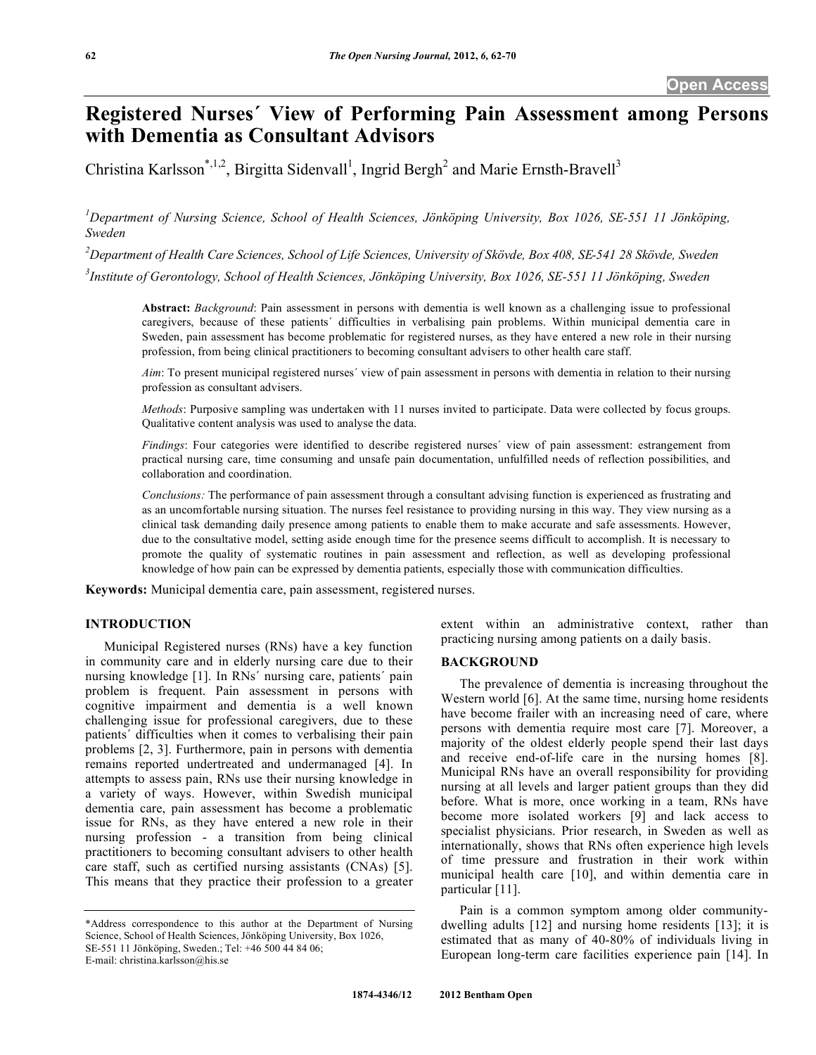# Registered Nurses´ View of Performing Pain Assessment among Persons with Dementia as Consultant Advisors

Christina Karlsson[*,1,2], Birgitta Sidenvall[1], Ingrid Bergh[2] and Marie Ernsth-Bravell[3]

[1]*Department of Nursing Science, School of Health Sciences, Jönköping University, Box 1026, SE-551 11 Jönköping, Sweden*

[2]*Department of Health Care Sciences, School of Life Sciences, University of Skövde, Box 408, SE-541 28 Skövde, Sweden*

[3]*Institute of Gerontology, School of Health Sciences, Jönköping University, Box 1026, SE-551 11 Jönköping, Sweden*

**Abstract:** *Background*: Pain assessment in persons with dementia is well known as a challenging issue to professional caregivers, because of these patients´ difficulties in verbalising pain problems. Within municipal dementia care in Sweden, pain assessment has become problematic for registered nurses, as they have entered a new role in their nursing profession, from being clinical practitioners to becoming consultant advisers to other health care staff.

*Aim*: To present municipal registered nurses´ view of pain assessment in persons with dementia in relation to their nursing profession as consultant advisers.

*Methods*: Purposive sampling was undertaken with 11 nurses invited to participate. Data were collected by focus groups. Qualitative content analysis was used to analyse the data.

*Findings*: Four categories were identified to describe registered nurses´ view of pain assessment: estrangement from practical nursing care, time consuming and unsafe pain documentation, unfulfilled needs of reflection possibilities, and collaboration and coordination.

*Conclusions:* The performance of pain assessment through a consultant advising function is experienced as frustrating and as an uncomfortable nursing situation. The nurses feel resistance to providing nursing in this way. They view nursing as a clinical task demanding daily presence among patients to enable them to make accurate and safe assessments. However, due to the consultative model, setting aside enough time for the presence seems difficult to accomplish. It is necessary to promote the quality of systematic routines in pain assessment and reflection, as well as developing professional knowledge of how pain can be expressed by dementia patients, especially those with communication difficulties.

**Keywords:** Municipal dementia care, pain assessment, registered nurses.

## INTRODUCTION

Municipal Registered nurses (RNs) have a key function in community care and in elderly nursing care due to their nursing knowledge [1]. In RNs´ nursing care, patients´ pain problem is frequent. Pain assessment in persons with cognitive impairment and dementia is a well known challenging issue for professional caregivers, due to these patients´ difficulties when it comes to verbalising their pain problems [2, 3]. Furthermore, pain in persons with dementia remains reported undertreated and undermanaged [4]. In attempts to assess pain, RNs use their nursing knowledge in a variety of ways. However, within Swedish municipal dementia care, pain assessment has become a problematic issue for RNs, as they have entered a new role in their nursing profession - a transition from being clinical practitioners to becoming consultant advisers to other health care staff, such as certified nursing assistants (CNAs) [5]. This means that they practice their profession to a greater extent within an administrative context, rather than practicing nursing among patients on a daily basis.

## BACKGROUND

The prevalence of dementia is increasing throughout the Western world [6]. At the same time, nursing home residents have become frailer with an increasing need of care, where persons with dementia require most care [7]. Moreover, a majority of the oldest elderly people spend their last days and receive end-of-life care in the nursing homes [8]. Municipal RNs have an overall responsibility for providing nursing at all levels and larger patient groups than they did before. What is more, once working in a team, RNs have become more isolated workers [9] and lack access to specialist physicians. Prior research, in Sweden as well as internationally, shows that RNs often experience high levels of time pressure and frustration in their work within municipal health care [10], and within dementia care in particular [11].

Pain is a common symptom among older community-dwelling adults [12] and nursing home residents [13]; it is estimated that as many of 40-80% of individuals living in European long-term care facilities experience pain [14]. In

*Address correspondence to this author at the Department of Nursing Science, School of Health Sciences, Jönköping University, Box 1026, SE-551 11 Jönköping, Sweden.; Tel: +46 500 44 84 06; E-mail: christina.karlsson@his.se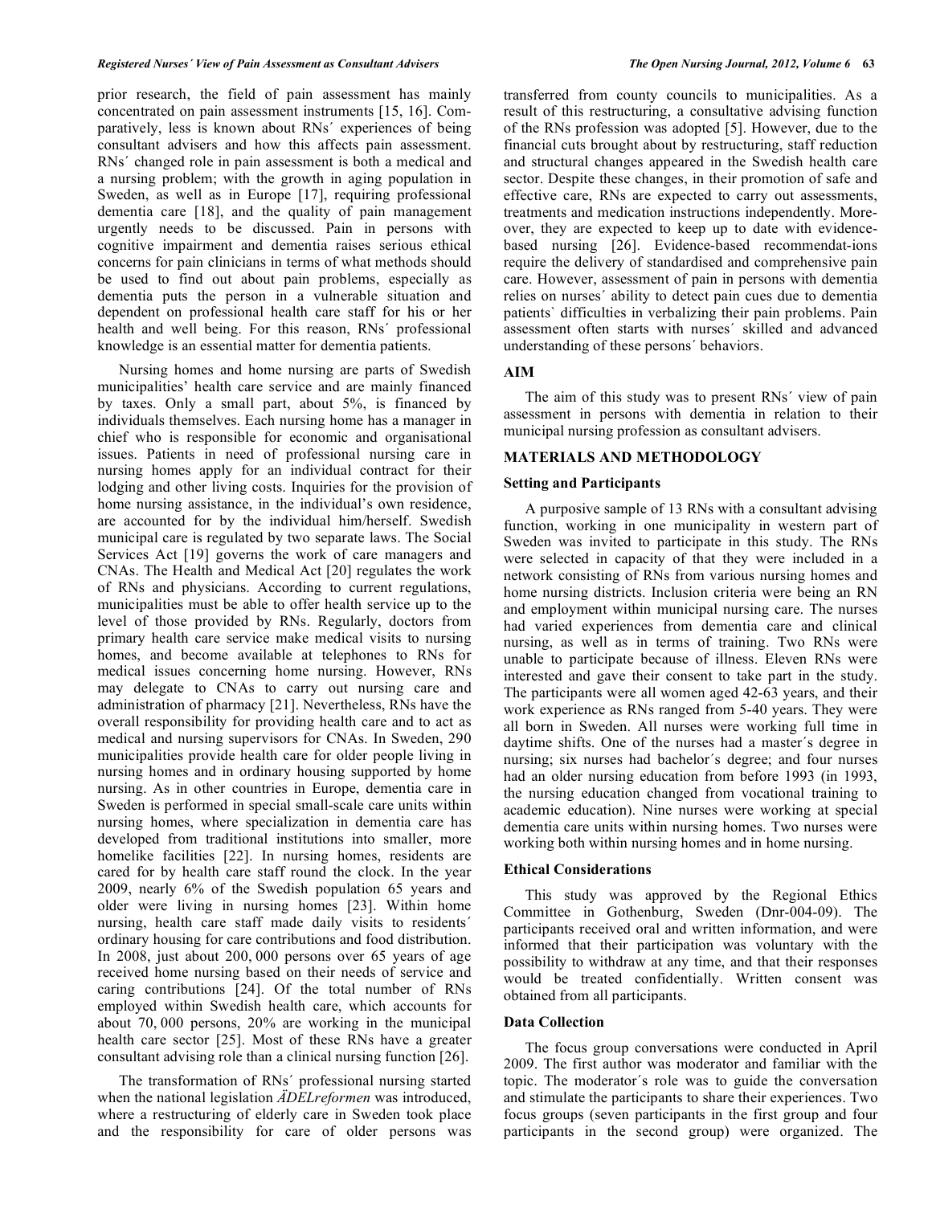prior research, the field of pain assessment has mainly concentrated on pain assessment instruments [15, 16]. Comparatively, less is known about RNs´ experiences of being consultant advisers and how this affects pain assessment. RNs´ changed role in pain assessment is both a medical and a nursing problem; with the growth in aging population in Sweden, as well as in Europe [17], requiring professional dementia care [18], and the quality of pain management urgently needs to be discussed. Pain in persons with cognitive impairment and dementia raises serious ethical concerns for pain clinicians in terms of what methods should be used to find out about pain problems, especially as dementia puts the person in a vulnerable situation and dependent on professional health care staff for his or her health and well being. For this reason, RNs´ professional knowledge is an essential matter for dementia patients.

Nursing homes and home nursing are parts of Swedish municipalities' health care service and are mainly financed by taxes. Only a small part, about 5%, is financed by individuals themselves. Each nursing home has a manager in chief who is responsible for economic and organisational issues. Patients in need of professional nursing care in nursing homes apply for an individual contract for their lodging and other living costs. Inquiries for the provision of home nursing assistance, in the individual's own residence, are accounted for by the individual him/herself. Swedish municipal care is regulated by two separate laws. The Social Services Act [19] governs the work of care managers and CNAs. The Health and Medical Act [20] regulates the work of RNs and physicians. According to current regulations, municipalities must be able to offer health service up to the level of those provided by RNs. Regularly, doctors from primary health care service make medical visits to nursing homes, and become available at telephones to RNs for medical issues concerning home nursing. However, RNs may delegate to CNAs to carry out nursing care and administration of pharmacy [21]. Nevertheless, RNs have the overall responsibility for providing health care and to act as medical and nursing supervisors for CNAs. In Sweden, 290 municipalities provide health care for older people living in nursing homes and in ordinary housing supported by home nursing. As in other countries in Europe, dementia care in Sweden is performed in special small-scale care units within nursing homes, where specialization in dementia care has developed from traditional institutions into smaller, more homelike facilities [22]. In nursing homes, residents are cared for by health care staff round the clock. In the year 2009, nearly 6% of the Swedish population 65 years and older were living in nursing homes [23]. Within home nursing, health care staff made daily visits to residents´ ordinary housing for care contributions and food distribution. In 2008, just about 200, 000 persons over 65 years of age received home nursing based on their needs of service and caring contributions [24]. Of the total number of RNs employed within Swedish health care, which accounts for about 70, 000 persons, 20% are working in the municipal health care sector [25]. Most of these RNs have a greater consultant advising role than a clinical nursing function [26].

The transformation of RNs´ professional nursing started when the national legislation *ÄDELreformen* was introduced, where a restructuring of elderly care in Sweden took place and the responsibility for care of older persons was transferred from county councils to municipalities. As a result of this restructuring, a consultative advising function of the RNs profession was adopted [5]. However, due to the financial cuts brought about by restructuring, staff reduction and structural changes appeared in the Swedish health care sector. Despite these changes, in their promotion of safe and effective care, RNs are expected to carry out assessments, treatments and medication instructions independently. Moreover, they are expected to keep up to date with evidence-based nursing [26]. Evidence-based recommendat-ions require the delivery of standardised and comprehensive pain care. However, assessment of pain in persons with dementia relies on nurses´ ability to detect pain cues due to dementia patients` difficulties in verbalizing their pain problems. Pain assessment often starts with nurses´ skilled and advanced understanding of these persons´ behaviors.

## AIM

The aim of this study was to present RNs´ view of pain assessment in persons with dementia in relation to their municipal nursing profession as consultant advisers.

## MATERIALS AND METHODOLOGY

### Setting and Participants

A purposive sample of 13 RNs with a consultant advising function, working in one municipality in western part of Sweden was invited to participate in this study. The RNs were selected in capacity of that they were included in a network consisting of RNs from various nursing homes and home nursing districts. Inclusion criteria were being an RN and employment within municipal nursing care. The nurses had varied experiences from dementia care and clinical nursing, as well as in terms of training. Two RNs were unable to participate because of illness. Eleven RNs were interested and gave their consent to take part in the study. The participants were all women aged 42-63 years, and their work experience as RNs ranged from 5-40 years. They were all born in Sweden. All nurses were working full time in daytime shifts. One of the nurses had a master´s degree in nursing; six nurses had bachelor´s degree; and four nurses had an older nursing education from before 1993 (in 1993, the nursing education changed from vocational training to academic education). Nine nurses were working at special dementia care units within nursing homes. Two nurses were working both within nursing homes and in home nursing.

### Ethical Considerations

This study was approved by the Regional Ethics Committee in Gothenburg, Sweden (Dnr-004-09). The participants received oral and written information, and were informed that their participation was voluntary with the possibility to withdraw at any time, and that their responses would be treated confidentially. Written consent was obtained from all participants.

### Data Collection

The focus group conversations were conducted in April 2009. The first author was moderator and familiar with the topic. The moderator´s role was to guide the conversation and stimulate the participants to share their experiences. Two focus groups (seven participants in the first group and four participants in the second group) were organized. The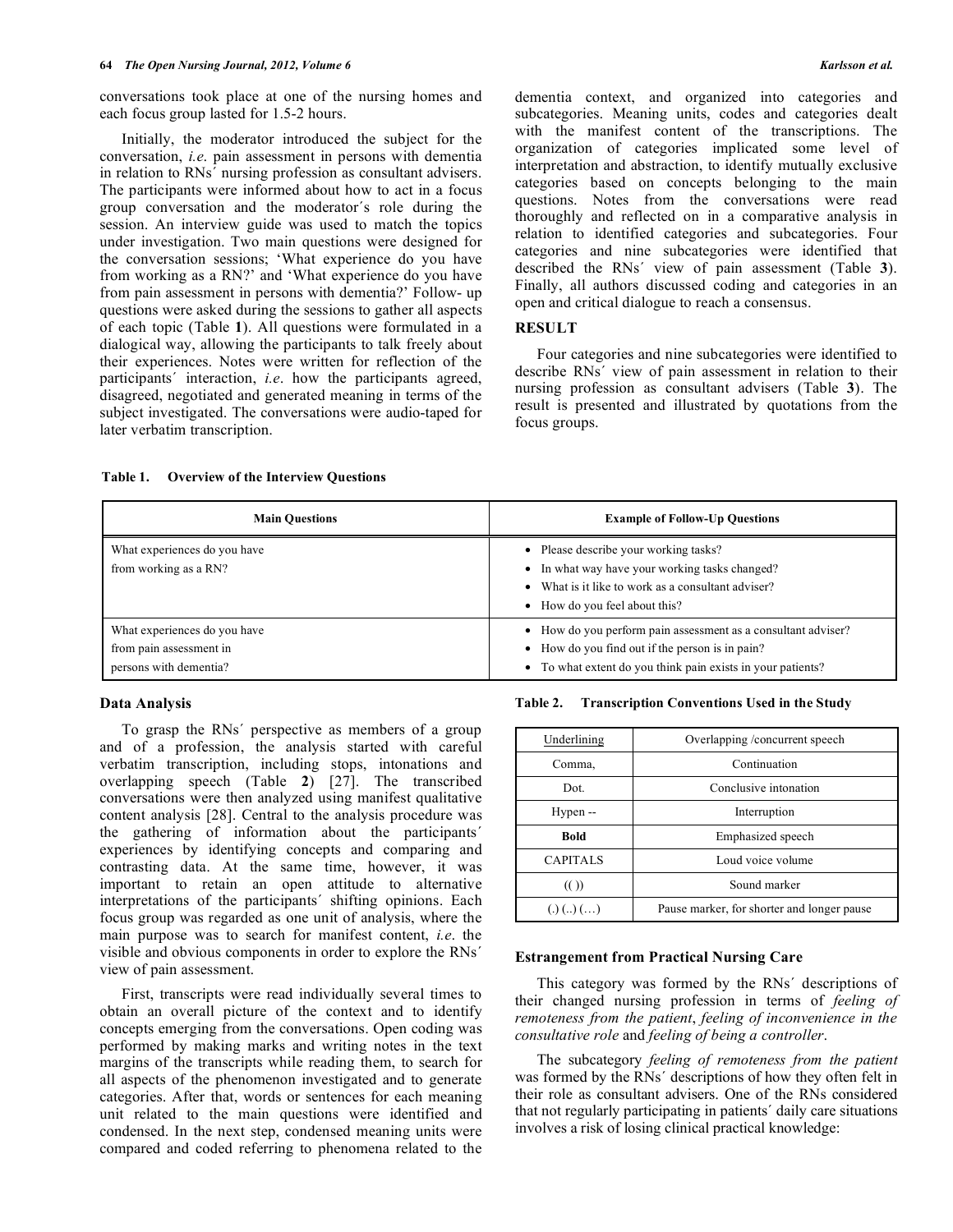conversations took place at one of the nursing homes and each focus group lasted for 1.5-2 hours.

Initially, the moderator introduced the subject for the conversation, *i.e.* pain assessment in persons with dementia in relation to RNs´ nursing profession as consultant advisers. The participants were informed about how to act in a focus group conversation and the moderator´s role during the session. An interview guide was used to match the topics under investigation. Two main questions were designed for the conversation sessions; 'What experience do you have from working as a RN?' and 'What experience do you have from pain assessment in persons with dementia?' Follow- up questions were asked during the sessions to gather all aspects of each topic (Table **1**). All questions were formulated in a dialogical way, allowing the participants to talk freely about their experiences. Notes were written for reflection of the participants´ interaction, *i.e.* how the participants agreed, disagreed, negotiated and generated meaning in terms of the subject investigated. The conversations were audio-taped for later verbatim transcription.

**Table 1. Overview of the Interview Questions**

| Main Questions | Example of Follow-Up Questions |
|---|---|
| What experiences do you have from working as a RN? | • Please describe your working tasks?<br>• In what way have your working tasks changed?<br>• What is it like to work as a consultant adviser?<br>• How do you feel about this? |
| What experiences do you have from pain assessment in persons with dementia? | • How do you perform pain assessment as a consultant adviser?<br>• How do you find out if the person is in pain?<br>• To what extent do you think pain exists in your patients? |

## Data Analysis

To grasp the RNs´ perspective as members of a group and of a profession, the analysis started with careful verbatim transcription, including stops, intonations and overlapping speech (Table **2**) [27]. The transcribed conversations were then analyzed using manifest qualitative content analysis [28]. Central to the analysis procedure was the gathering of information about the participants´ experiences by identifying concepts and comparing and contrasting data. At the same time, however, it was important to retain an open attitude to alternative interpretations of the participants´ shifting opinions. Each focus group was regarded as one unit of analysis, where the main purpose was to search for manifest content, *i.e.* the visible and obvious components in order to explore the RNs´ view of pain assessment.

First, transcripts were read individually several times to obtain an overall picture of the context and to identify concepts emerging from the conversations. Open coding was performed by making marks and writing notes in the text margins of the transcripts while reading them, to search for all aspects of the phenomenon investigated and to generate categories. After that, words or sentences for each meaning unit related to the main questions were identified and condensed. In the next step, condensed meaning units were compared and coded referring to phenomena related to the dementia context, and organized into categories and subcategories. Meaning units, codes and categories dealt with the manifest content of the transcriptions. The organization of categories implicated some level of interpretation and abstraction, to identify mutually exclusive categories based on concepts belonging to the main questions. Notes from the conversations were read thoroughly and reflected on in a comparative analysis in relation to identified categories and subcategories. Four categories and nine subcategories were identified that described the RNs´ view of pain assessment (Table **3**). Finally, all authors discussed coding and categories in an open and critical dialogue to reach a consensus.

**Table 2. Transcription Conventions Used in the Study**

| <u>Underlining</u> | Overlapping /concurrent speech |
|---|---|
| Comma, | Continuation |
| Dot. | Conclusive intonation |
| Hypen -- | Interruption |
| **Bold** | Emphasized speech |
| CAPITALS | Loud voice volume |
| (( )) | Sound marker |
| (.) (..) (…) | Pause marker, for shorter and longer pause |

## RESULT

Four categories and nine subcategories were identified to describe RNs´ view of pain assessment in relation to their nursing profession as consultant advisers (Table **3**). The result is presented and illustrated by quotations from the focus groups.

### Estrangement from Practical Nursing Care

This category was formed by the RNs´ descriptions of their changed nursing profession in terms of *feeling of remoteness from the patient*, *feeling of inconvenience in the consultative role* and *feeling of being a controller*.

The subcategory *feeling of remoteness from the patient* was formed by the RNs´ descriptions of how they often felt in their role as consultant advisers. One of the RNs considered that not regularly participating in patients´ daily care situations involves a risk of losing clinical practical knowledge: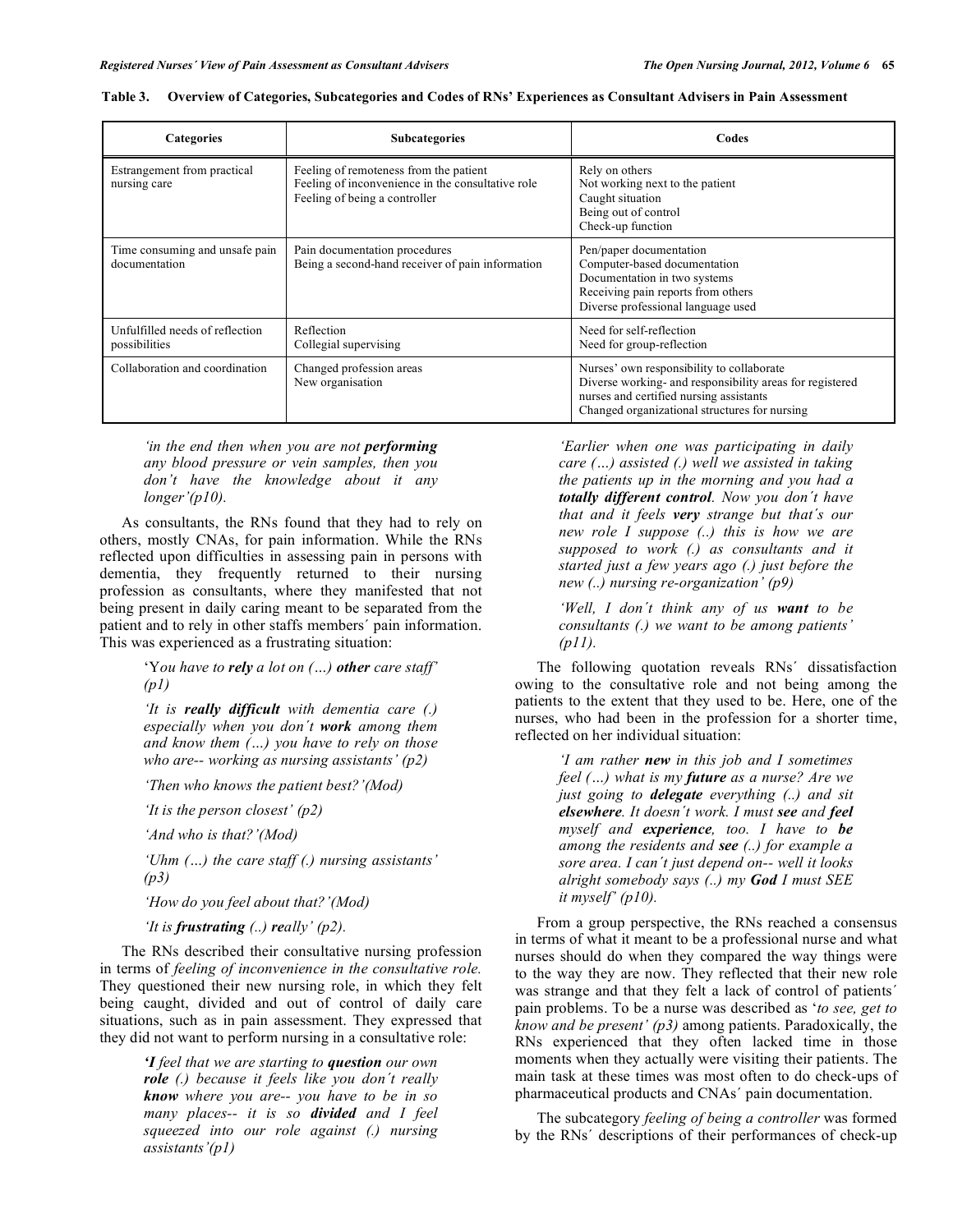**Table 3. Overview of Categories, Subcategories and Codes of RNs' Experiences as Consultant Advisers in Pain Assessment**

| Categories | Subcategories | Codes |
|---|---|---|
| Estrangement from practical nursing care | Feeling of remoteness from the patient<br>Feeling of inconvenience in the consultative role<br>Feeling of being a controller | Rely on others<br>Not working next to the patient<br>Caught situation<br>Being out of control<br>Check-up function |
| Time consuming and unsafe pain documentation | Pain documentation procedures<br>Being a second-hand receiver of pain information | Pen/paper documentation<br>Computer-based documentation<br>Documentation in two systems<br>Receiving pain reports from others<br>Diverse professional language used |
| Unfulfilled needs of reflection possibilities | Reflection<br>Collegial supervising | Need for self-reflection<br>Need for group-reflection |
| Collaboration and coordination | Changed profession areas<br>New organisation | Nurses' own responsibility to collaborate<br>Diverse working- and responsibility areas for registered nurses and certified nursing assistants<br>Changed organizational structures for nursing |

> *'in the end then when you are not **performing** any blood pressure or vein samples, then you don´t have the knowledge about it any longer'(p10).*

As consultants, the RNs found that they had to rely on others, mostly CNAs, for pain information. While the RNs reflected upon difficulties in assessing pain in persons with dementia, they frequently returned to their nursing profession as consultants, where they manifested that not being present in daily caring meant to be separated from the patient and to rely in other staffs members´ pain information. This was experienced as a frustrating situation:

> 'Y*ou have to **rely** a lot on (…) **other** care staff' (p1)*
>
> *'It is **really difficult** with dementia care (.) especially when you don´t **work** among them and know them (…) you have to rely on those who are-- working as nursing assistants' (p2)*
>
> *'Then who knows the patient best?'(Mod)*
>
> *'It is the person closest' (p2)*
>
> *'And who is that?'(Mod)*
>
> *'Uhm (…) the care staff (.) nursing assistants' (p3)*
>
> *'How do you feel about that?'(Mod)*
>
> *'It is **frustrating** (..) **re**ally' (p2).*

The RNs described their consultative nursing profession in terms of *feeling of inconvenience in the consultative role.* They questioned their new nursing role, in which they felt being caught, divided and out of control of daily care situations, such as in pain assessment. They expressed that they did not want to perform nursing in a consultative role:

> ***'I** feel that we are starting to **question** our own **role** (.) because it feels like you don´t really **know** where you are-- you have to be in so many places-- it is so **divided** and I feel squeezed into our role against (.) nursing assistants'(p1)*
>
> *'Earlier when one was participating in daily care (…) assisted (.) well we assisted in taking the patients up in the morning and you had a **totally different control**. Now you don´t have that and it feels **very** strange but that´s our new role I suppose (..) this is how we are supposed to work (.) as consultants and it started just a few years ago (.) just before the new (..) nursing re-organization' (p9)*
>
> *'Well, I don´t think any of us **want** to be consultants (.) we want to be among patients' (p11).*

The following quotation reveals RNs´ dissatisfaction owing to the consultative role and not being among the patients to the extent that they used to be. Here, one of the nurses, who had been in the profession for a shorter time, reflected on her individual situation:

> *'I am rather **new** in this job and I sometimes feel (…) what is my **future** as a nurse? Are we just going to **delegate** everything (..) and sit **elsewhere**. It doesn´t work. I must **see** and **feel** myself and **experience**, too. I have to **be** among the residents and **see** (..) for example a sore area. I can´t just depend on-- well it looks alright somebody says (..) my **God** I must SEE it myself' (p10).*

From a group perspective, the RNs reached a consensus in terms of what it meant to be a professional nurse and what nurses should do when they compared the way things were to the way they are now. They reflected that their new role was strange and that they felt a lack of control of patients´ pain problems. To be a nurse was described as '*to see, get to know and be present' (p3)* among patients. Paradoxically, the RNs experienced that they often lacked time in those moments when they actually were visiting their patients. The main task at these times was most often to do check-ups of pharmaceutical products and CNAs´ pain documentation.

The subcategory *feeling of being a controller* was formed by the RNs´ descriptions of their performances of check-up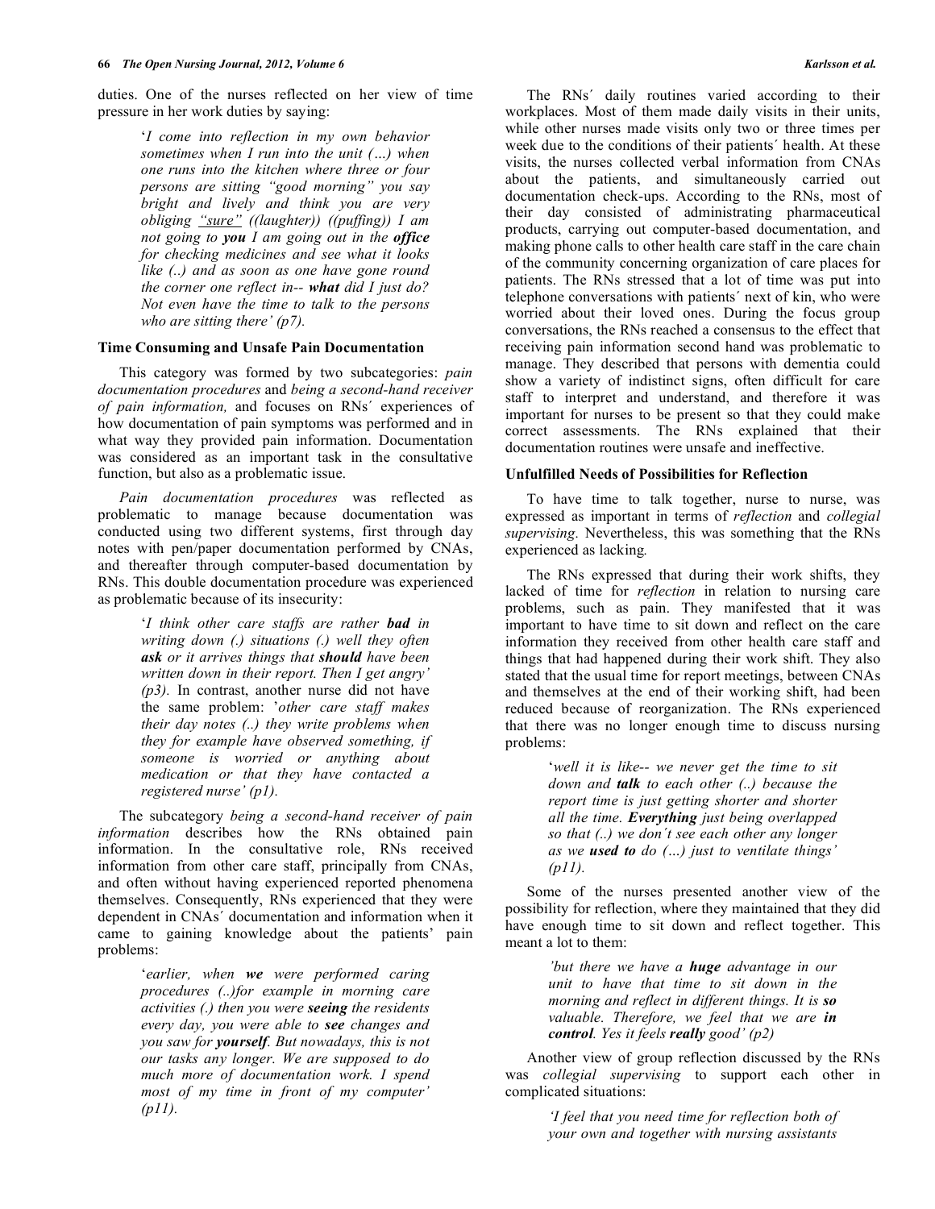duties. One of the nurses reflected on her view of time pressure in her work duties by saying:

> '*I come into reflection in my own behavior sometimes when I run into the unit (…) when one runs into the kitchen where three or four persons are sitting "good morning" you say bright and lively and think you are very obliging "sure" ((laughter)) ((puffing)) I am not going to **you** I am going out in the **office** for checking medicines and see what it looks like (..) and as soon as one have gone round the corner one reflect in-- **what** did I just do? Not even have the time to talk to the persons who are sitting there'* (p7).

### Time Consuming and Unsafe Pain Documentation

This category was formed by two subcategories: *pain documentation procedures* and *being a second-hand receiver of pain information,* and focuses on RNs´ experiences of how documentation of pain symptoms was performed and in what way they provided pain information. Documentation was considered as an important task in the consultative function, but also as a problematic issue.

*Pain documentation procedures* was reflected as problematic to manage because documentation was conducted using two different systems, first through day notes with pen/paper documentation performed by CNAs, and thereafter through computer-based documentation by RNs. This double documentation procedure was experienced as problematic because of its insecurity:

> '*I think other care staffs are rather **bad** in writing down (.) situations (.) well they often **ask** or it arrives things that **should** have been written down in their report. Then I get angry'* (p3). In contrast, another nurse did not have the same problem: '*other care staff makes their day notes (..) they write problems when they for example have observed something, if someone is worried or anything about medication or that they have contacted a registered nurse'* (p1).

The subcategory *being a second-hand receiver of pain information* describes how the RNs obtained pain information. In the consultative role, RNs received information from other care staff, principally from CNAs, and often without having experienced reported phenomena themselves. Consequently, RNs experienced that they were dependent in CNAs´ documentation and information when it came to gaining knowledge about the patients' pain problems:

> '*earlier, when **we** were performed caring procedures (..)for example in morning care activities (.) then you were **seeing** the residents every day, you were able to **see** changes and you saw for **yourself**. But nowadays, this is not our tasks any longer. We are supposed to do much more of documentation work. I spend most of my time in front of my computer'* (p11).

The RNs´ daily routines varied according to their workplaces. Most of them made daily visits in their units, while other nurses made visits only two or three times per week due to the conditions of their patients´ health. At these visits, the nurses collected verbal information from CNAs about the patients, and simultaneously carried out documentation check-ups. According to the RNs, most of their day consisted of administrating pharmaceutical products, carrying out computer-based documentation, and making phone calls to other health care staff in the care chain of the community concerning organization of care places for patients. The RNs stressed that a lot of time was put into telephone conversations with patients´ next of kin, who were worried about their loved ones. During the focus group conversations, the RNs reached a consensus to the effect that receiving pain information second hand was problematic to manage. They described that persons with dementia could show a variety of indistinct signs, often difficult for care staff to interpret and understand, and therefore it was important for nurses to be present so that they could make correct assessments. The RNs explained that their documentation routines were unsafe and ineffective.

### Unfulfilled Needs of Possibilities for Reflection

To have time to talk together, nurse to nurse, was expressed as important in terms of *reflection* and *collegial supervising*. Nevertheless, this was something that the RNs experienced as lacking.

The RNs expressed that during their work shifts, they lacked of time for *reflection* in relation to nursing care problems, such as pain. They manifested that it was important to have time to sit down and reflect on the care information they received from other health care staff and things that had happened during their work shift. They also stated that the usual time for report meetings, between CNAs and themselves at the end of their working shift, had been reduced because of reorganization. The RNs experienced that there was no longer enough time to discuss nursing problems:

> '*well it is like-- we never get the time to sit down and **talk** to each other (..) because the report time is just getting shorter and shorter all the time. **Everything** just being overlapped so that (..) we don´t see each other any longer as we **used to** do (…) just to ventilate things'* (p11).

Some of the nurses presented another view of the possibility for reflection, where they maintained that they did have enough time to sit down and reflect together. This meant a lot to them:

> *'but there we have a **huge** advantage in our unit to have that time to sit down in the morning and reflect in different things. It is **so** valuable. Therefore, we feel that we are **in control**. Yes it feels **really** good'* (p2)

Another view of group reflection discussed by the RNs was *collegial supervising* to support each other in complicated situations:

> *'I feel that you need time for reflection both of your own and together with nursing assistants*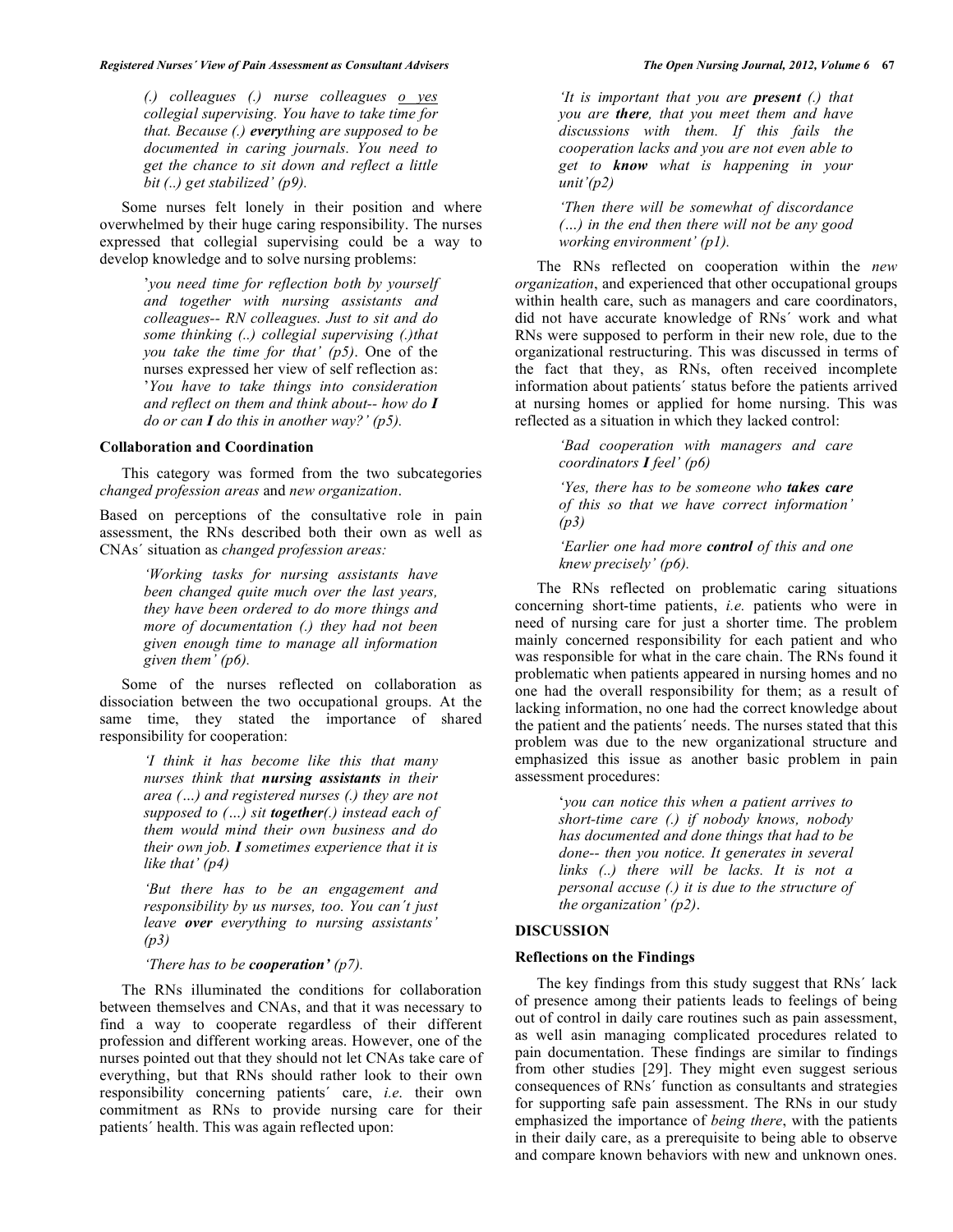*(.) colleagues (.) nurse colleagues o yes collegial supervising. You have to take time for that. Because (.) **every**thing are supposed to be documented in caring journals. You need to get the chance to sit down and reflect a little bit (..) get stabilized' (p9).*

Some nurses felt lonely in their position and where overwhelmed by their huge caring responsibility. The nurses expressed that collegial supervising could be a way to develop knowledge and to solve nursing problems:

> '*you need time for reflection both by yourself and together with nursing assistants and colleagues-- RN colleagues. Just to sit and do some thinking (..) collegial supervising (.)that you take the time for that' (p5)*. One of the nurses expressed her view of self reflection as: '*You have to take things into consideration and reflect on them and think about-- how do **I** do or can **I** do this in another way?' (p5).*

### Collaboration and Coordination

This category was formed from the two subcategories *changed profession areas* and *new organization*.

Based on perceptions of the consultative role in pain assessment, the RNs described both their own as well as CNAs´ situation as *changed profession areas:*

> *'Working tasks for nursing assistants have been changed quite much over the last years, they have been ordered to do more things and more of documentation (.) they had not been given enough time to manage all information given them' (p6).*

Some of the nurses reflected on collaboration as dissociation between the two occupational groups. At the same time, they stated the importance of shared responsibility for cooperation:

> *'I think it has become like this that many nurses think that **nursing assistants** in their area (…) and registered nurses (.) they are not supposed to (…) sit **together**(.) instead each of them would mind their own business and do their own job. **I** sometimes experience that it is like that' (p4)*

> *'But there has to be an engagement and responsibility by us nurses, too. You can´t just leave **over** everything to nursing assistants' (p3)*

> *'There has to be **cooperation'** (p7).*

The RNs illuminated the conditions for collaboration between themselves and CNAs, and that it was necessary to find a way to cooperate regardless of their different profession and different working areas. However, one of the nurses pointed out that they should not let CNAs take care of everything, but that RNs should rather look to their own responsibility concerning patients´ care, *i.e.* their own commitment as RNs to provide nursing care for their patients´ health. This was again reflected upon:

> *'It is important that you are **present** (.) that you are **there**, that you meet them and have discussions with them. If this fails the cooperation lacks and you are not even able to get to **know** what is happening in your unit'(p2)*

> *'Then there will be somewhat of discordance (…) in the end then there will not be any good working environment' (p1).*

The RNs reflected on cooperation within the *new organization*, and experienced that other occupational groups within health care, such as managers and care coordinators, did not have accurate knowledge of RNs´ work and what RNs were supposed to perform in their new role, due to the organizational restructuring. This was discussed in terms of the fact that they, as RNs, often received incomplete information about patients´ status before the patients arrived at nursing homes or applied for home nursing. This was reflected as a situation in which they lacked control:

> *'Bad cooperation with managers and care coordinators **I** feel' (p6)*

> *'Yes, there has to be someone who **takes care** of this so that we have correct information' (p3)*

> *'Earlier one had more **control** of this and one knew precisely' (p6).*

The RNs reflected on problematic caring situations concerning short-time patients, *i.e.* patients who were in need of nursing care for just a shorter time. The problem mainly concerned responsibility for each patient and who was responsible for what in the care chain. The RNs found it problematic when patients appeared in nursing homes and no one had the overall responsibility for them; as a result of lacking information, no one had the correct knowledge about the patient and the patients´ needs. The nurses stated that this problem was due to the new organizational structure and emphasized this issue as another basic problem in pain assessment procedures:

> '*you can notice this when a patient arrives to short-time care (.) if nobody knows, nobody has documented and done things that had to be done-- then you notice. It generates in several links (..) there will be lacks. It is not a personal accuse (.) it is due to the structure of the organization' (p2)*.

## DISCUSSION

### Reflections on the Findings

The key findings from this study suggest that RNs´ lack of presence among their patients leads to feelings of being out of control in daily care routines such as pain assessment, as well asin managing complicated procedures related to pain documentation. These findings are similar to findings from other studies [29]. They might even suggest serious consequences of RNs´ function as consultants and strategies for supporting safe pain assessment. The RNs in our study emphasized the importance of *being there*, with the patients in their daily care, as a prerequisite to being able to observe and compare known behaviors with new and unknown ones.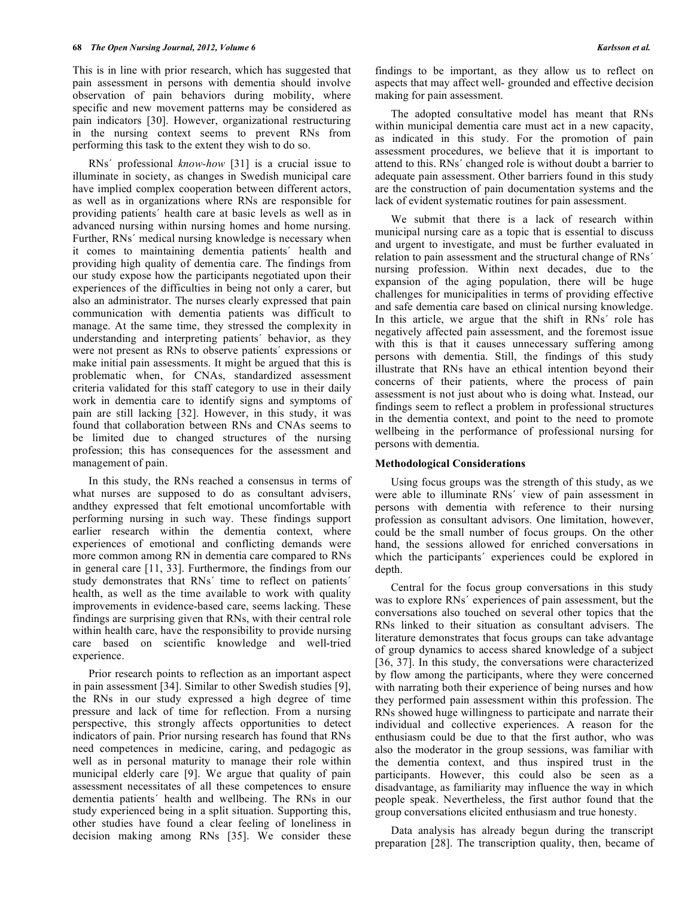This is in line with prior research, which has suggested that pain assessment in persons with dementia should involve observation of pain behaviors during mobility, where specific and new movement patterns may be considered as pain indicators [30]. However, organizational restructuring in the nursing context seems to prevent RNs from performing this task to the extent they wish to do so.

RNs´ professional *know-how* [31] is a crucial issue to illuminate in society, as changes in Swedish municipal care have implied complex cooperation between different actors, as well as in organizations where RNs are responsible for providing patients´ health care at basic levels as well as in advanced nursing within nursing homes and home nursing. Further, RNs´ medical nursing knowledge is necessary when it comes to maintaining dementia patients´ health and providing high quality of dementia care. The findings from our study expose how the participants negotiated upon their experiences of the difficulties in being not only a carer, but also an administrator. The nurses clearly expressed that pain communication with dementia patients was difficult to manage. At the same time, they stressed the complexity in understanding and interpreting patients´ behavior, as they were not present as RNs to observe patients´ expressions or make initial pain assessments. It might be argued that this is problematic when, for CNAs, standardized assessment criteria validated for this staff category to use in their daily work in dementia care to identify signs and symptoms of pain are still lacking [32]. However, in this study, it was found that collaboration between RNs and CNAs seems to be limited due to changed structures of the nursing profession; this has consequences for the assessment and management of pain.

In this study, the RNs reached a consensus in terms of what nurses are supposed to do as consultant advisers, andthey expressed that felt emotional uncomfortable with performing nursing in such way. These findings support earlier research within the dementia context, where experiences of emotional and conflicting demands were more common among RN in dementia care compared to RNs in general care [11, 33]. Furthermore, the findings from our study demonstrates that RNs´ time to reflect on patients´ health, as well as the time available to work with quality improvements in evidence-based care, seems lacking. These findings are surprising given that RNs, with their central role within health care, have the responsibility to provide nursing care based on scientific knowledge and well-tried experience.

Prior research points to reflection as an important aspect in pain assessment [34]. Similar to other Swedish studies [9], the RNs in our study expressed a high degree of time pressure and lack of time for reflection. From a nursing perspective, this strongly affects opportunities to detect indicators of pain. Prior nursing research has found that RNs need competences in medicine, caring, and pedagogic as well as in personal maturity to manage their role within municipal elderly care [9]. We argue that quality of pain assessment necessitates of all these competences to ensure dementia patients´ health and wellbeing. The RNs in our study experienced being in a split situation. Supporting this, other studies have found a clear feeling of loneliness in decision making among RNs [35]. We consider these findings to be important, as they allow us to reflect on aspects that may affect well- grounded and effective decision making for pain assessment.

The adopted consultative model has meant that RNs within municipal dementia care must act in a new capacity, as indicated in this study. For the promotion of pain assessment procedures, we believe that it is important to attend to this. RNs´ changed role is without doubt a barrier to adequate pain assessment. Other barriers found in this study are the construction of pain documentation systems and the lack of evident systematic routines for pain assessment.

We submit that there is a lack of research within municipal nursing care as a topic that is essential to discuss and urgent to investigate, and must be further evaluated in relation to pain assessment and the structural change of RNs´ nursing profession. Within next decades, due to the expansion of the aging population, there will be huge challenges for municipalities in terms of providing effective and safe dementia care based on clinical nursing knowledge. In this article, we argue that the shift in RNs´ role has negatively affected pain assessment, and the foremost issue with this is that it causes unnecessary suffering among persons with dementia. Still, the findings of this study illustrate that RNs have an ethical intention beyond their concerns of their patients, where the process of pain assessment is not just about who is doing what. Instead, our findings seem to reflect a problem in professional structures in the dementia context, and point to the need to promote wellbeing in the performance of professional nursing for persons with dementia.

### Methodological Considerations

Using focus groups was the strength of this study, as we were able to illuminate RNs´ view of pain assessment in persons with dementia with reference to their nursing profession as consultant advisors. One limitation, however, could be the small number of focus groups. On the other hand, the sessions allowed for enriched conversations in which the participants´ experiences could be explored in depth.

Central for the focus group conversations in this study was to explore RNs´ experiences of pain assessment, but the conversations also touched on several other topics that the RNs linked to their situation as consultant advisers. The literature demonstrates that focus groups can take advantage of group dynamics to access shared knowledge of a subject [36, 37]. In this study, the conversations were characterized by flow among the participants, where they were concerned with narrating both their experience of being nurses and how they performed pain assessment within this profession. The RNs showed huge willingness to participate and narrate their individual and collective experiences. A reason for the enthusiasm could be due to that the first author, who was also the moderator in the group sessions, was familiar with the dementia context, and thus inspired trust in the participants. However, this could also be seen as a disadvantage, as familiarity may influence the way in which people speak. Nevertheless, the first author found that the group conversations elicited enthusiasm and true honesty.

Data analysis has already begun during the transcript preparation [28]. The transcription quality, then, became of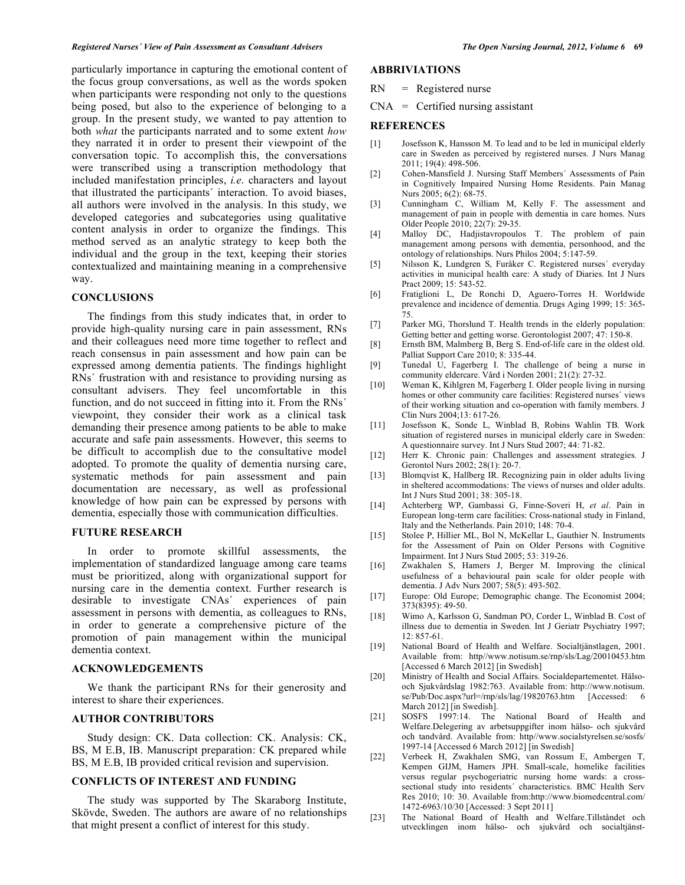particularly importance in capturing the emotional content of the focus group conversations, as well as the words spoken when participants were responding not only to the questions being posed, but also to the experience of belonging to a group. In the present study, we wanted to pay attention to both *what* the participants narrated and to some extent *how* they narrated it in order to present their viewpoint of the conversation topic. To accomplish this, the conversations were transcribed using a transcription methodology that included manifestation principles, *i.e.* characters and layout that illustrated the participants´ interaction. To avoid biases, all authors were involved in the analysis. In this study, we developed categories and subcategories using qualitative content analysis in order to organize the findings. This method served as an analytic strategy to keep both the individual and the group in the text, keeping their stories contextualized and maintaining meaning in a comprehensive way.

## CONCLUSIONS

The findings from this study indicates that, in order to provide high-quality nursing care in pain assessment, RNs and their colleagues need more time together to reflect and reach consensus in pain assessment and how pain can be expressed among dementia patients. The findings highlight RNs´ frustration with and resistance to providing nursing as consultant advisers. They feel uncomfortable in this function, and do not succeed in fitting into it. From the RNs´ viewpoint, they consider their work as a clinical task demanding their presence among patients to be able to make accurate and safe pain assessments. However, this seems to be difficult to accomplish due to the consultative model adopted. To promote the quality of dementia nursing care, systematic methods for pain assessment and pain documentation are necessary, as well as professional knowledge of how pain can be expressed by persons with dementia, especially those with communication difficulties.

## FUTURE RESEARCH

In order to promote skillful assessments, the implementation of standardized language among care teams must be prioritized, along with organizational support for nursing care in the dementia context. Further research is desirable to investigate CNAs´ experiences of pain assessment in persons with dementia, as colleagues to RNs, in order to generate a comprehensive picture of the promotion of pain management within the municipal dementia context.

## ACKNOWLEDGEMENTS

We thank the participant RNs for their generosity and interest to share their experiences.

## AUTHOR CONTRIBUTORS

Study design: CK. Data collection: CK. Analysis: CK, BS, M E.B, IB. Manuscript preparation: CK prepared while BS, M E.B, IB provided critical revision and supervision.

## CONFLICTS OF INTEREST AND FUNDING

The study was supported by The Skaraborg Institute, Skövde, Sweden. The authors are aware of no relationships that might present a conflict of interest for this study.

## ABBRIVIATIONS

RN = Registered nurse

CNA = Certified nursing assistant

## REFERENCES

[1] Josefsson K, Hansson M. To lead and to be led in municipal elderly care in Sweden as perceived by registered nurses. J Nurs Manag 2011; 19(4): 498-506.

[2] Cohen-Mansfield J. Nursing Staff Members´ Assessments of Pain in Cognitively Impaired Nursing Home Residents. Pain Manag Nurs 2005; 6(2): 68-75.

[3] Cunningham C, William M, Kelly F. The assessment and management of pain in people with dementia in care homes. Nurs Older People 2010; 22(7): 29-35.

[4] Malloy DC, Hadjistavropoulos T. The problem of pain management among persons with dementia, personhood, and the ontology of relationships. Nurs Philos 2004; 5:147-59.

[5] Nilsson K, Lundgren S, Furåker C. Registered nurses´ everyday activities in municipal health care: A study of Diaries. Int J Nurs Pract 2009; 15: 543-52.

[6] Fratiglioni L, De Ronchi D, Aguero-Torres H. Worldwide prevalence and incidence of dementia. Drugs Aging 1999; 15: 365-75.

[7] Parker MG, Thorslund T. Health trends in the elderly population: Getting better and getting worse. Gerontologist 2007; 47: 150-8.

[8] Ernsth BM, Malmberg B, Berg S. End-of-life care in the oldest old. Palliat Support Care 2010; 8: 335-44.

[9] Tunedal U, Fagerberg I. The challenge of being a nurse in community eldercare. Vård i Norden 2001; 21(2): 27-32.

[10] Weman K, Kihlgren M, Fagerberg I. Older people living in nursing homes or other community care facilities: Registered nurses´ views of their working situation and co-operation with family members. J Clin Nurs 2004;13: 617-26.

[11] Josefsson K, Sonde L, Winblad B, Robins Wahlin TB. Work situation of registered nurses in municipal elderly care in Sweden: A questionnaire survey. Int J Nurs Stud 2007; 44: 71-82.

[12] Herr K. Chronic pain: Challenges and assessment strategies*.* J Gerontol Nurs 2002; 28(1): 20-7.

[13] Blomqvist K, Hallberg IR. Recognizing pain in older adults living in sheltered accommodations: The views of nurses and older adults. Int J Nurs Stud 2001; 38: 305-18.

[14] Achterberg WP, Gambassi G, Finne-Soveri H, *et al*. Pain in European long-term care facilities: Cross-national study in Finland, Italy and the Netherlands. Pain 2010; 148: 70-4.

[15] Stolee P, Hillier ML, Bol N, McKellar L, Gauthier N. Instruments for the Assessment of Pain on Older Persons with Cognitive Impairment. Int J Nurs Stud 2005; 53: 319-26.

[16] Zwakhalen S, Hamers J, Berger M. Improving the clinical usefulness of a behavioural pain scale for older people with dementia. J Adv Nurs 2007; 58(5): 493-502.

[17] Europe: Old Europe; Demographic change. The Economist 2004; 373(8395): 49-50.

[18] Wimo A, Karlsson G, Sandman PO, Corder L, Winblad B. Cost of illness due to dementia in Sweden*.* Int J Geriatr Psychiatry 1997; 12: 857-61.

[19] National Board of Health and Welfare. Socialtjänstlagen, 2001. Available from: http//www.notisum.se/rnp/sls/Lag/20010453.htm [Accessed 6 March 2012] [in Swedish]

[20] Ministry of Health and Social Affairs. Socialdepartementet. Hälso- och Sjukvårdslag 1982:763. Available from: http://www.notisum.se/Pub/Doc.aspx?url=/rnp/sls/lag/19820763.htm [Accessed: 6 March 2012] [in Swedish].

[21] SOSFS 1997:14. The National Board of Health and Welfare.Delegering av arbetsuppgifter inom hälso- och sjukvård och tandvård. Available from: http//www.socialstyrelsen.se/sosfs/1997-14 [Accessed 6 March 2012] [in Swedish]

[22] Verbeek H, Zwakhalen SMG, van Rossum E, Ambergen T, Kempen GIJM, Hamers JPH. Small-scale, homelike facilities versus regular psychogeriatric nursing home wards: a cross-sectional study into residents´ characteristics. BMC Health Serv Res 2010; 10: 30. Available from:http://www.biomedcentral.com/1472-6963/10/30 [Accessed: 3 Sept 2011]

[23] The National Board of Health and Welfare.Tillståndet och utvecklingen inom hälso- och sjukvård och socialtjänst-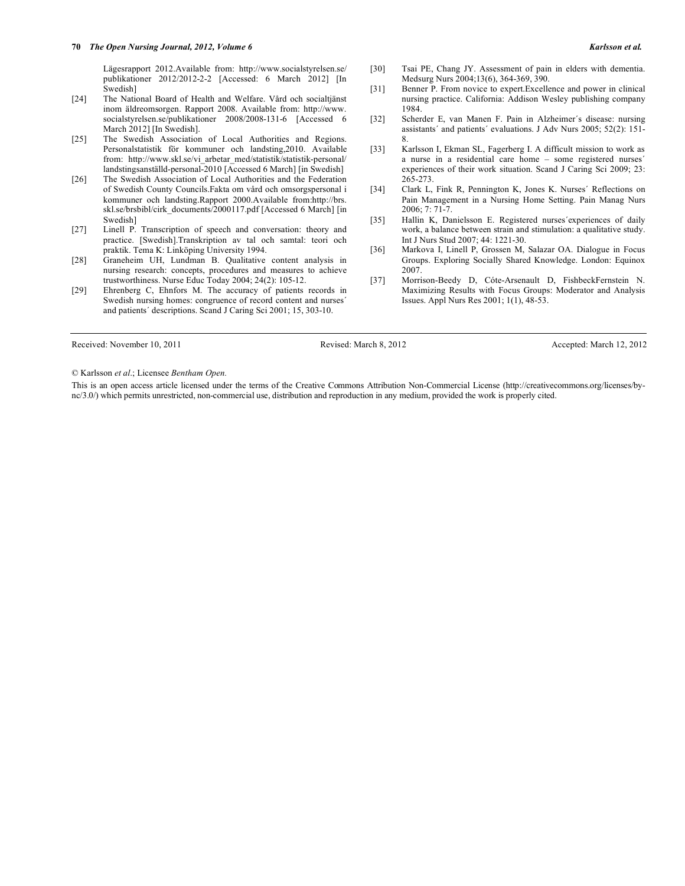Lägesrapport 2012.Available from: http://www.socialstyrelsen.se/publikationer 2012/2012-2-2 [Accessed: 6 March 2012] [In Swedish]

[24] The National Board of Health and Welfare. Vård och socialtjänst inom äldreomsorgen. Rapport 2008. Available from: http://www.socialstyrelsen.se/publikationer 2008/2008-131-6 [Accessed 6 March 2012] [In Swedish].

[25] The Swedish Association of Local Authorities and Regions. Personalstatistik för kommuner och landsting,2010. Available from: http://www.skl.se/vi_arbetar_med/statistik/statistik-personal/landstingsanställd-personal-2010 [Accessed 6 March] [in Swedish]

[26] The Swedish Association of Local Authorities and the Federation of Swedish County Councils.Fakta om vård och omsorgspersonal i kommuner och landsting.Rapport 2000.Available from:http://brs.skl.se/brsbibl/cirk_documents/2000117.pdf [Accessed 6 March] [in Swedish]

[27] Linell P. Transcription of speech and conversation: theory and practice. [Swedish].Transkription av tal och samtal: teori och praktik. Tema K: Linköping University 1994.

[28] Graneheim UH, Lundman B. Qualitative content analysis in nursing research: concepts, procedures and measures to achieve trustworthiness. Nurse Educ Today 2004; 24(2): 105-12.

[29] Ehrenberg C, Ehnfors M. The accuracy of patients records in Swedish nursing homes: congruence of record content and nurses´ and patients´ descriptions. Scand J Caring Sci 2001; 15, 303-10.

[30] Tsai PE, Chang JY. Assessment of pain in elders with dementia. Medsurg Nurs 2004;13(6), 364-369, 390.

[31] Benner P. From novice to expert.Excellence and power in clinical nursing practice. California: Addison Wesley publishing company 1984.

[32] Scherder E, van Manen F. Pain in Alzheimer´s disease: nursing assistants´ and patients´ evaluations. J Adv Nurs 2005; 52(2): 151-8.

[33] Karlsson I, Ekman SL, Fagerberg I. A difficult mission to work as a nurse in a residential care home – some registered nurses´ experiences of their work situation. Scand J Caring Sci 2009; 23: 265-273.

[34] Clark L, Fink R, Pennington K, Jones K. Nurses´ Reflections on Pain Management in a Nursing Home Setting. Pain Manag Nurs 2006; 7: 71-7.

[35] Hallin K, Danielsson E. Registered nurses´experiences of daily work, a balance between strain and stimulation: a qualitative study. Int J Nurs Stud 2007; 44: 1221-30.

[36] Markova I, Linell P, Grossen M, Salazar OA. Dialogue in Focus Groups. Exploring Socially Shared Knowledge. London: Equinox 2007.

[37] Morrison-Beedy D, Cóte-Arsenault D, FishbeckFernstein N. Maximizing Results with Focus Groups: Moderator and Analysis Issues. Appl Nurs Res 2001; 1(1), 48-53.

---

Received: November 10, 2011 Revised: March 8, 2012 Accepted: March 12, 2012

© Karlsson *et al*.; Licensee *Bentham Open.*

This is an open access article licensed under the terms of the Creative Commons Attribution Non-Commercial License (http://creativecommons.org/licenses/by-nc/3.0/) which permits unrestricted, non-commercial use, distribution and reproduction in any medium, provided the work is properly cited.